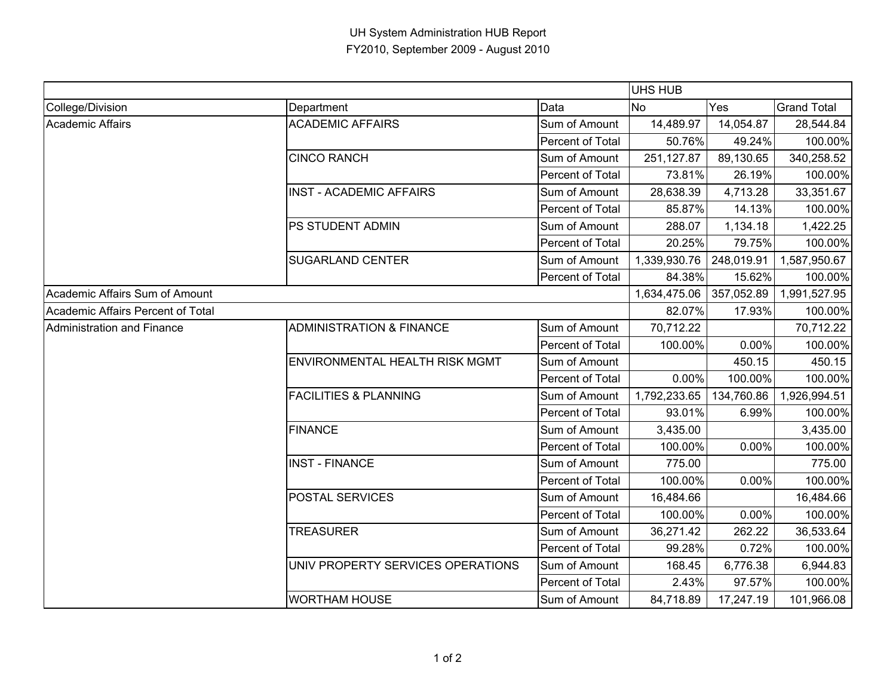# UH System Administration HUB Report

## FY2010, September 2009 - August 2010

| | | | UHS HUB | | |
|---|---|---|---|---|---|
| College/Division | Department | Data | No | Yes | Grand Total |
| Academic Affairs | ACADEMIC AFFAIRS | Sum of Amount | 14,489.97 | 14,054.87 | 28,544.84 |
| | | Percent of Total | 50.76% | 49.24% | 100.00% |
| | CINCO RANCH | Sum of Amount | 251,127.87 | 89,130.65 | 340,258.52 |
| | | Percent of Total | 73.81% | 26.19% | 100.00% |
| | INST - ACADEMIC AFFAIRS | Sum of Amount | 28,638.39 | 4,713.28 | 33,351.67 |
| | | Percent of Total | 85.87% | 14.13% | 100.00% |
| | PS STUDENT ADMIN | Sum of Amount | 288.07 | 1,134.18 | 1,422.25 |
| | | Percent of Total | 20.25% | 79.75% | 100.00% |
| | SUGARLAND CENTER | Sum of Amount | 1,339,930.76 | 248,019.91 | 1,587,950.67 |
| | | Percent of Total | 84.38% | 15.62% | 100.00% |
| Academic Affairs Sum of Amount | | | 1,634,475.06 | 357,052.89 | 1,991,527.95 |
| Academic Affairs Percent of Total | | | 82.07% | 17.93% | 100.00% |
| Administration and Finance | ADMINISTRATION & FINANCE | Sum of Amount | 70,712.22 | | 70,712.22 |
| | | Percent of Total | 100.00% | 0.00% | 100.00% |
| | ENVIRONMENTAL HEALTH RISK MGMT | Sum of Amount | | 450.15 | 450.15 |
| | | Percent of Total | 0.00% | 100.00% | 100.00% |
| | FACILITIES & PLANNING | Sum of Amount | 1,792,233.65 | 134,760.86 | 1,926,994.51 |
| | | Percent of Total | 93.01% | 6.99% | 100.00% |
| | FINANCE | Sum of Amount | 3,435.00 | | 3,435.00 |
| | | Percent of Total | 100.00% | 0.00% | 100.00% |
| | INST - FINANCE | Sum of Amount | 775.00 | | 775.00 |
| | | Percent of Total | 100.00% | 0.00% | 100.00% |
| | POSTAL SERVICES | Sum of Amount | 16,484.66 | | 16,484.66 |
| | | Percent of Total | 100.00% | 0.00% | 100.00% |
| | TREASURER | Sum of Amount | 36,271.42 | 262.22 | 36,533.64 |
| | | Percent of Total | 99.28% | 0.72% | 100.00% |
| | UNIV PROPERTY SERVICES OPERATIONS | Sum of Amount | 168.45 | 6,776.38 | 6,944.83 |
| | | Percent of Total | 2.43% | 97.57% | 100.00% |
| | WORTHAM HOUSE | Sum of Amount | 84,718.89 | 17,247.19 | 101,966.08 |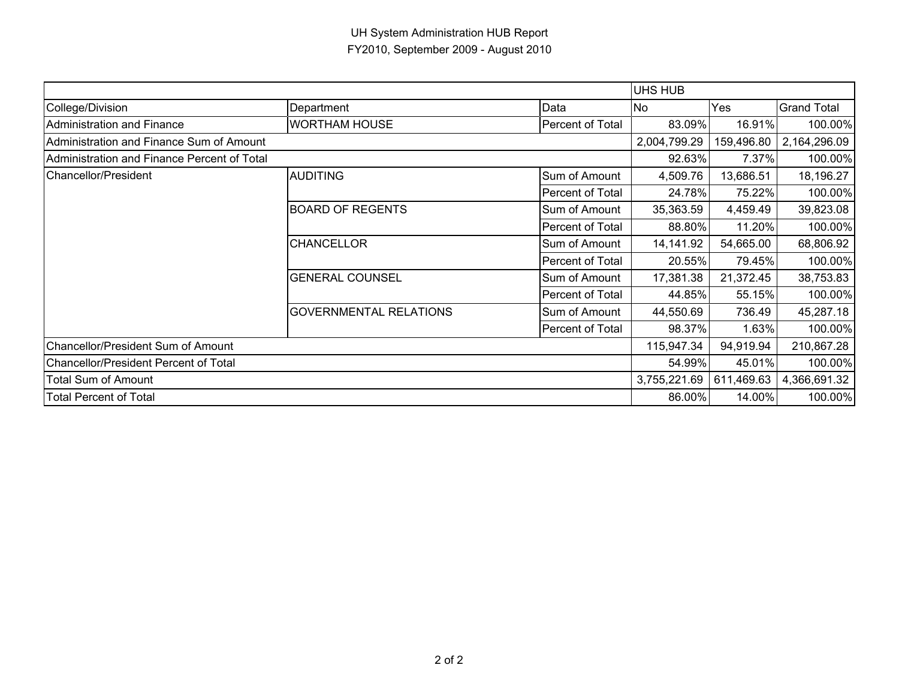UH System Administration HUB Report
FY2010, September 2009 - August 2010

| | | | UHS HUB | | |
|---|---|---|---|---|---|
| College/Division | Department | Data | No | Yes | Grand Total |
| Administration and Finance | WORTHAM HOUSE | Percent of Total | 83.09% | 16.91% | 100.00% |
| Administration and Finance Sum of Amount | | | 2,004,799.29 | 159,496.80 | 2,164,296.09 |
| Administration and Finance Percent of Total | | | 92.63% | 7.37% | 100.00% |
| Chancellor/President | AUDITING | Sum of Amount | 4,509.76 | 13,686.51 | 18,196.27 |
| | | Percent of Total | 24.78% | 75.22% | 100.00% |
| | BOARD OF REGENTS | Sum of Amount | 35,363.59 | 4,459.49 | 39,823.08 |
| | | Percent of Total | 88.80% | 11.20% | 100.00% |
| | CHANCELLOR | Sum of Amount | 14,141.92 | 54,665.00 | 68,806.92 |
| | | Percent of Total | 20.55% | 79.45% | 100.00% |
| | GENERAL COUNSEL | Sum of Amount | 17,381.38 | 21,372.45 | 38,753.83 |
| | | Percent of Total | 44.85% | 55.15% | 100.00% |
| | GOVERNMENTAL RELATIONS | Sum of Amount | 44,550.69 | 736.49 | 45,287.18 |
| | | Percent of Total | 98.37% | 1.63% | 100.00% |
| Chancellor/President Sum of Amount | | | 115,947.34 | 94,919.94 | 210,867.28 |
| Chancellor/President Percent of Total | | | 54.99% | 45.01% | 100.00% |
| Total Sum of Amount | | | 3,755,221.69 | 611,469.63 | 4,366,691.32 |
| Total Percent of Total | | | 86.00% | 14.00% | 100.00% |